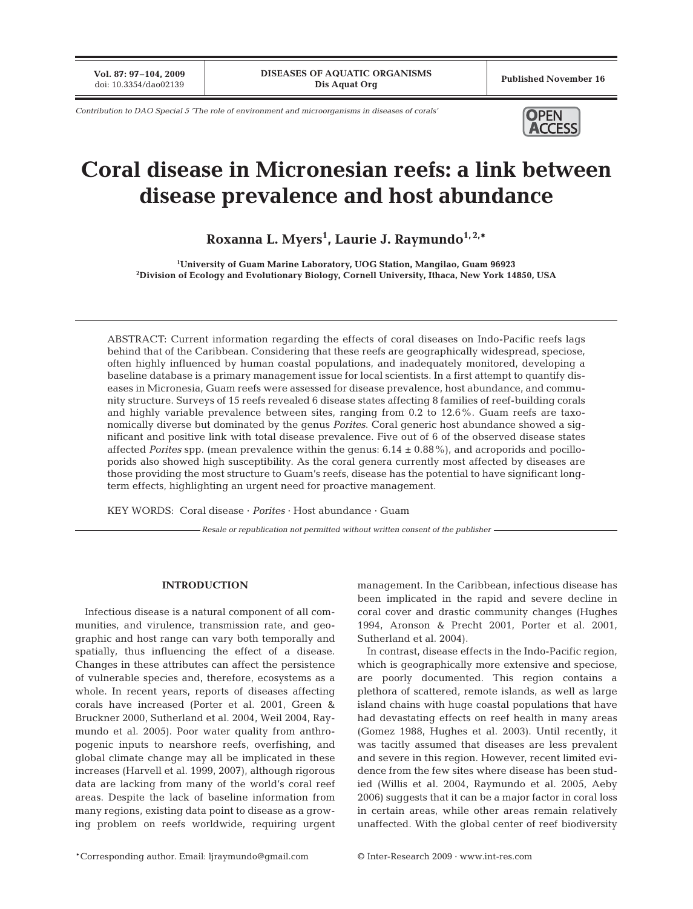Contribution to DAO Special 5 'The role of environment and microorganisms in diseases of corals'

# Coral disease in Micronesian reefs: a link between disease prevalence and host abundance

**Roxanna L. Myers[1], Laurie J. Raymundo[1,2,*]**

[1]University of Guam Marine Laboratory, UOG Station, Mangilao, Guam 96923
[2]Division of Ecology and Evolutionary Biology, Cornell University, Ithaca, New York 14850, USA

ABSTRACT: Current information regarding the effects of coral diseases on Indo-Pacific reefs lags behind that of the Caribbean. Considering that these reefs are geographically widespread, speciose, often highly influenced by human coastal populations, and inadequately monitored, developing a baseline database is a primary management issue for local scientists. In a first attempt to quantify diseases in Micronesia, Guam reefs were assessed for disease prevalence, host abundance, and community structure. Surveys of 15 reefs revealed 6 disease states affecting 8 families of reef-building corals and highly variable prevalence between sites, ranging from 0.2 to 12.6%. Guam reefs are taxonomically diverse but dominated by the genus *Porites*. Coral generic host abundance showed a significant and positive link with total disease prevalence. Five out of 6 of the observed disease states affected *Porites* spp. (mean prevalence within the genus: 6.14 ± 0.88%), and acroporids and pocilloporids also showed high susceptibility. As the coral genera currently most affected by diseases are those providing the most structure to Guam's reefs, disease has the potential to have significant long-term effects, highlighting an urgent need for proactive management.

KEY WORDS: Coral disease · *Porites* · Host abundance · Guam

*Resale or republication not permitted without written consent of the publisher*

## INTRODUCTION

Infectious disease is a natural component of all communities, and virulence, transmission rate, and geographic and host range can vary both temporally and spatially, thus influencing the effect of a disease. Changes in these attributes can affect the persistence of vulnerable species and, therefore, ecosystems as a whole. In recent years, reports of diseases affecting corals have increased (Porter et al. 2001, Green & Bruckner 2000, Sutherland et al. 2004, Weil 2004, Raymundo et al. 2005). Poor water quality from anthropogenic inputs to nearshore reefs, overfishing, and global climate change may all be implicated in these increases (Harvell et al. 1999, 2007), although rigorous data are lacking from many of the world's coral reef areas. Despite the lack of baseline information from many regions, existing data point to disease as a growing problem on reefs worldwide, requiring urgent management. In the Caribbean, infectious disease has been implicated in the rapid and severe decline in coral cover and drastic community changes (Hughes 1994, Aronson & Precht 2001, Porter et al. 2001, Sutherland et al. 2004).

In contrast, disease effects in the Indo-Pacific region, which is geographically more extensive and speciose, are poorly documented. This region contains a plethora of scattered, remote islands, as well as large island chains with huge coastal populations that have had devastating effects on reef health in many areas (Gomez 1988, Hughes et al. 2003). Until recently, it was tacitly assumed that diseases are less prevalent and severe in this region. However, recent limited evidence from the few sites where disease has been studied (Willis et al. 2004, Raymundo et al. 2005, Aeby 2006) suggests that it can be a major factor in coral loss in certain areas, while other areas remain relatively unaffected. With the global center of reef biodiversity

*Corresponding author. Email: ljraymundo@gmail.com

© Inter-Research 2009 · www.int-res.com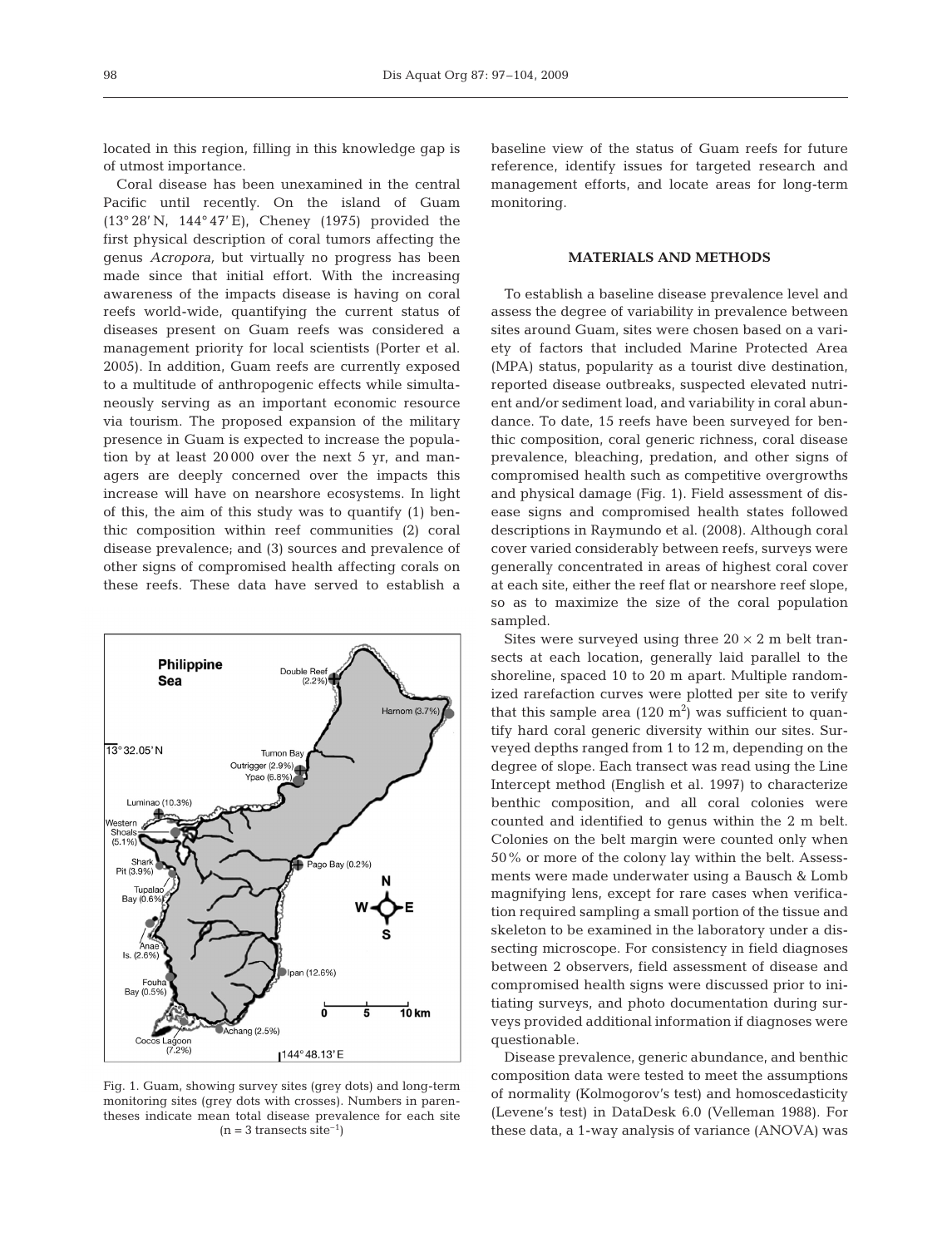located in this region, filling in this knowledge gap is of utmost importance.

Coral disease has been unexamined in the central Pacific until recently. On the island of Guam (13° 28' N, 144° 47' E), Cheney (1975) provided the first physical description of coral tumors affecting the genus *Acropora,* but virtually no progress has been made since that initial effort. With the increasing awareness of the impacts disease is having on coral reefs world-wide, quantifying the current status of diseases present on Guam reefs was considered a management priority for local scientists (Porter et al. 2005). In addition, Guam reefs are currently exposed to a multitude of anthropogenic effects while simultaneously serving as an important economic resource via tourism. The proposed expansion of the military presence in Guam is expected to increase the population by at least 20 000 over the next 5 yr, and managers are deeply concerned over the impacts this increase will have on nearshore ecosystems. In light of this, the aim of this study was to quantify (1) benthic composition within reef communities (2) coral disease prevalence; and (3) sources and prevalence of other signs of compromised health affecting corals on these reefs. These data have served to establish a baseline view of the status of Guam reefs for future reference, identify issues for targeted research and management efforts, and locate areas for long-term monitoring.

Fig. 1. Guam, showing survey sites (grey dots) and long-term monitoring sites (grey dots with crosses). Numbers in parentheses indicate mean total disease prevalence for each site ($n = 3$ transects site$^{-1}$)

## MATERIALS AND METHODS

To establish a baseline disease prevalence level and assess the degree of variability in prevalence between sites around Guam, sites were chosen based on a variety of factors that included Marine Protected Area (MPA) status, popularity as a tourist dive destination, reported disease outbreaks, suspected elevated nutrient and/or sediment load, and variability in coral abundance. To date, 15 reefs have been surveyed for benthic composition, coral generic richness, coral disease prevalence, bleaching, predation, and other signs of compromised health such as competitive overgrowths and physical damage (Fig. 1). Field assessment of disease signs and compromised health states followed descriptions in Raymundo et al. (2008). Although coral cover varied considerably between reefs, surveys were generally concentrated in areas of highest coral cover at each site, either the reef flat or nearshore reef slope, so as to maximize the size of the coral population sampled.

Sites were surveyed using three $20 \times 2$ m belt transects at each location, generally laid parallel to the shoreline, spaced 10 to 20 m apart. Multiple randomized rarefaction curves were plotted per site to verify that this sample area (120 m$^2$) was sufficient to quantify hard coral generic diversity within our sites. Surveyed depths ranged from 1 to 12 m, depending on the degree of slope. Each transect was read using the Line Intercept method (English et al. 1997) to characterize benthic composition, and all coral colonies were counted and identified to genus within the 2 m belt. Colonies on the belt margin were counted only when 50 % or more of the colony lay within the belt. Assessments were made underwater using a Bausch & Lomb magnifying lens, except for rare cases when verification required sampling a small portion of the tissue and skeleton to be examined in the laboratory under a dissecting microscope. For consistency in field diagnoses between 2 observers, field assessment of disease and compromised health signs were discussed prior to initiating surveys, and photo documentation during surveys provided additional information if diagnoses were questionable.

Disease prevalence, generic abundance, and benthic composition data were tested to meet the assumptions of normality (Kolmogorov's test) and homoscedasticity (Levene's test) in DataDesk 6.0 (Velleman 1988). For these data, a 1-way analysis of variance (ANOVA) was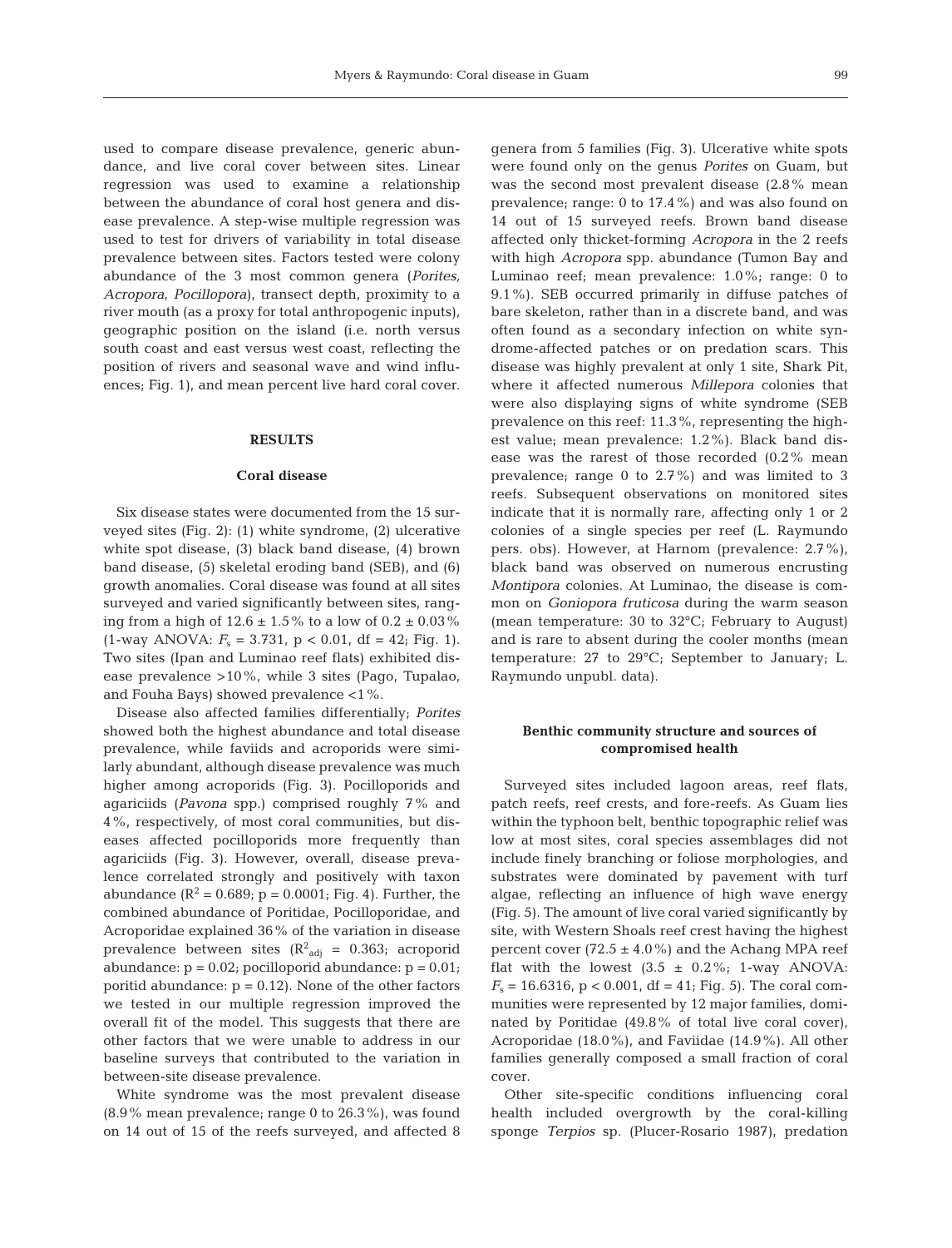used to compare disease prevalence, generic abundance, and live coral cover between sites. Linear regression was used to examine a relationship between the abundance of coral host genera and disease prevalence. A step-wise multiple regression was used to test for drivers of variability in total disease prevalence between sites. Factors tested were colony abundance of the 3 most common genera (*Porites, Acropora, Pocillopora*), transect depth, proximity to a river mouth (as a proxy for total anthropogenic inputs), geographic position on the island (i.e. north versus south coast and east versus west coast, reflecting the position of rivers and seasonal wave and wind influences; Fig. 1), and mean percent live hard coral cover.

## RESULTS

### Coral disease

Six disease states were documented from the 15 surveyed sites (Fig. 2): (1) white syndrome, (2) ulcerative white spot disease, (3) black band disease, (4) brown band disease, (5) skeletal eroding band (SEB), and (6) growth anomalies. Coral disease was found at all sites surveyed and varied significantly between sites, ranging from a high of 12.6 ± 1.5% to a low of 0.2 ± 0.03% (1-way ANOVA: $F_s = 3.731$, $p < 0.01$, df = 42; Fig. 1). Two sites (Ipan and Luminao reef flats) exhibited disease prevalence >10%, while 3 sites (Pago, Tupalao, and Fouha Bays) showed prevalence <1%.

Disease also affected families differentially; *Porites* showed both the highest abundance and total disease prevalence, while faviids and acroporids were similarly abundant, although disease prevalence was much higher among acroporids (Fig. 3). Pocilloporids and agariciids (*Pavona* spp.) comprised roughly 7% and 4%, respectively, of most coral communities, but diseases affected pocilloporids more frequently than agariciids (Fig. 3). However, overall, disease prevalence correlated strongly and positively with taxon abundance ($R^2 = 0.689$; $p = 0.0001$; Fig. 4). Further, the combined abundance of Poritidae, Pocilloporidae, and Acroporidae explained 36% of the variation in disease prevalence between sites ($R^2_{adj} = 0.363$; acroporid abundance: $p = 0.02$; pocilloporid abundance: $p = 0.01$; poritid abundance: $p = 0.12$). None of the other factors we tested in our multiple regression improved the overall fit of the model. This suggests that there are other factors that we were unable to address in our baseline surveys that contributed to the variation in between-site disease prevalence.

White syndrome was the most prevalent disease (8.9% mean prevalence; range 0 to 26.3%), was found on 14 out of 15 of the reefs surveyed, and affected 8 genera from 5 families (Fig. 3). Ulcerative white spots were found only on the genus *Porites* on Guam, but was the second most prevalent disease (2.8% mean prevalence; range: 0 to 17.4%) and was also found on 14 out of 15 surveyed reefs. Brown band disease affected only thicket-forming *Acropora* in the 2 reefs with high *Acropora* spp. abundance (Tumon Bay and Luminao reef; mean prevalence: 1.0%; range: 0 to 9.1%). SEB occurred primarily in diffuse patches of bare skeleton, rather than in a discrete band, and was often found as a secondary infection on white syndrome-affected patches or on predation scars. This disease was highly prevalent at only 1 site, Shark Pit, where it affected numerous *Millepora* colonies that were also displaying signs of white syndrome (SEB prevalence on this reef: 11.3%, representing the highest value; mean prevalence: 1.2%). Black band disease was the rarest of those recorded (0.2% mean prevalence; range 0 to 2.7%) and was limited to 3 reefs. Subsequent observations on monitored sites indicate that it is normally rare, affecting only 1 or 2 colonies of a single species per reef (L. Raymundo pers. obs). However, at Harnom (prevalence: 2.7%), black band was observed on numerous encrusting *Montipora* colonies. At Luminao, the disease is common on *Goniopora fruticosa* during the warm season (mean temperature: 30 to 32°C; February to August) and is rare to absent during the cooler months (mean temperature: 27 to 29°C; September to January; L. Raymundo unpubl. data).

### Benthic community structure and sources of compromised health

Surveyed sites included lagoon areas, reef flats, patch reefs, reef crests, and fore-reefs. As Guam lies within the typhoon belt, benthic topographic relief was low at most sites, coral species assemblages did not include finely branching or foliose morphologies, and substrates were dominated by pavement with turf algae, reflecting an influence of high wave energy (Fig. 5). The amount of live coral varied significantly by site, with Western Shoals reef crest having the highest percent cover (72.5 ± 4.0%) and the Achang MPA reef flat with the lowest (3.5 ± 0.2%; 1-way ANOVA: $F_s = 16.6316$, $p < 0.001$, df = 41; Fig. 5). The coral communities were represented by 12 major families, dominated by Poritidae (49.8% of total live coral cover), Acroporidae (18.0%), and Faviidae (14.9%). All other families generally composed a small fraction of coral cover.

Other site-specific conditions influencing coral health included overgrowth by the coral-killing sponge *Terpios* sp. (Plucer-Rosario 1987), predation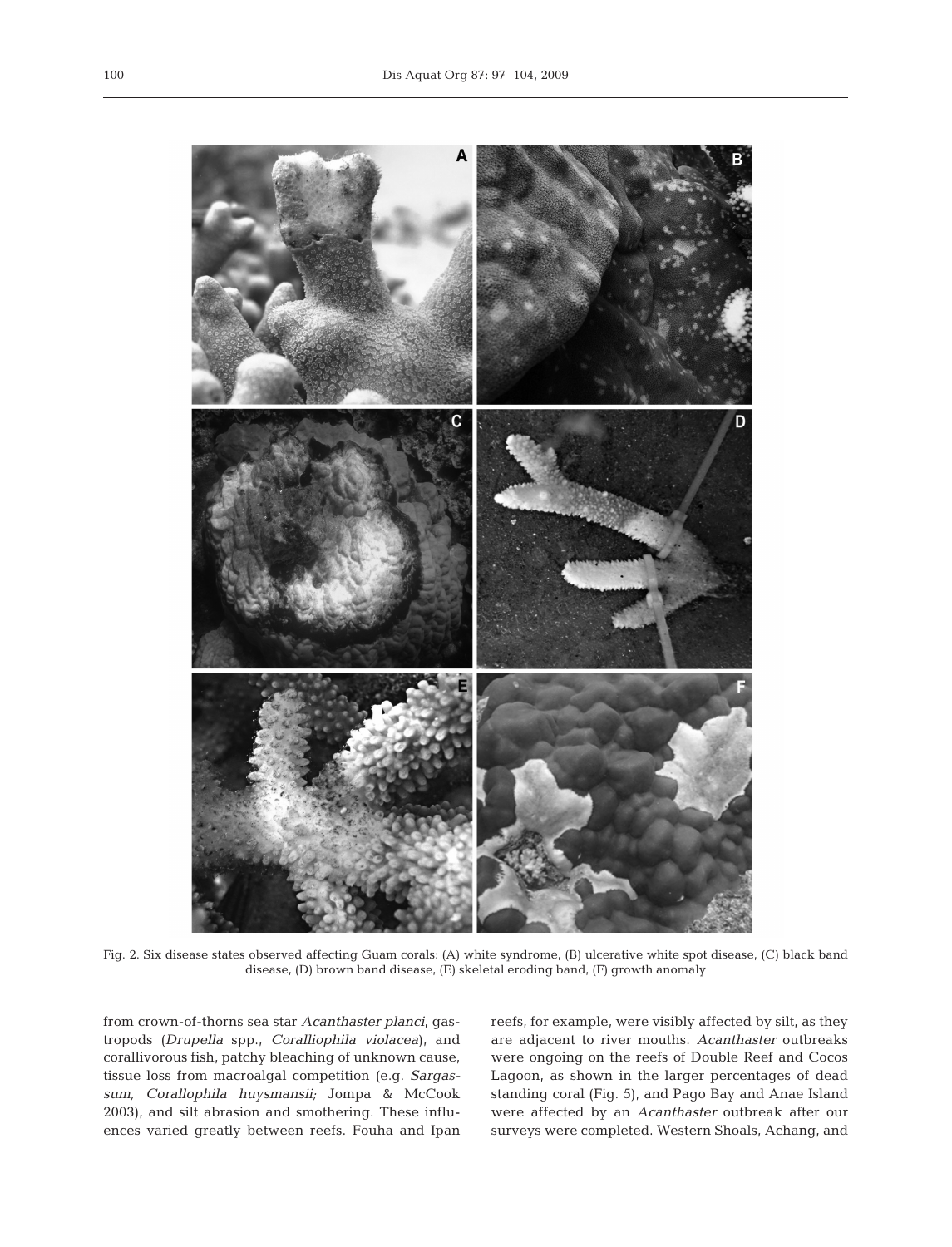Fig. 2. Six disease states observed affecting Guam corals: (A) white syndrome, (B) ulcerative white spot disease, (C) black band disease, (D) brown band disease, (E) skeletal eroding band, (F) growth anomaly

from crown-of-thorns sea star *Acanthaster planci*, gastropods (*Drupella* spp., *Coralliophila violacea*), and corallivorous fish, patchy bleaching of unknown cause, tissue loss from macroalgal competition (e.g. *Sargassum, Corallophila huysmansii;* Jompa & McCook 2003), and silt abrasion and smothering. These influences varied greatly between reefs. Fouha and Ipan reefs, for example, were visibly affected by silt, as they are adjacent to river mouths. *Acanthaster* outbreaks were ongoing on the reefs of Double Reef and Cocos Lagoon, as shown in the larger percentages of dead standing coral (Fig. 5), and Pago Bay and Anae Island were affected by an *Acanthaster* outbreak after our surveys were completed. Western Shoals, Achang, and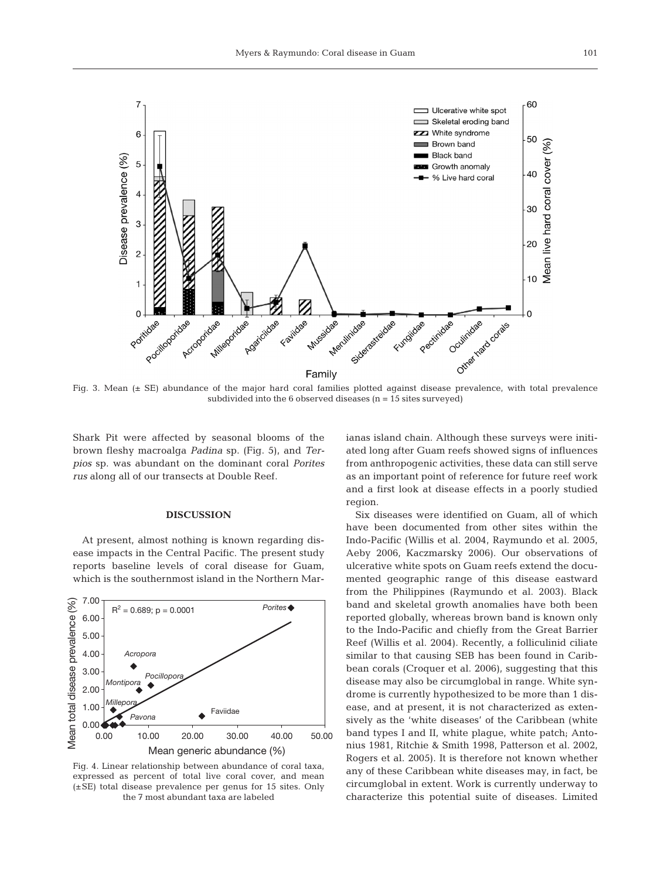Fig. 3. Mean (± SE) abundance of the major hard coral families plotted against disease prevalence, with total prevalence subdivided into the 6 observed diseases (n = 15 sites surveyed)

Shark Pit were affected by seasonal blooms of the brown fleshy macroalga *Padina* sp. (Fig. 5), and *Terpios* sp. was abundant on the dominant coral *Porites rus* along all of our transects at Double Reef.

## DISCUSSION

At present, almost nothing is known regarding disease impacts in the Central Pacific. The present study reports baseline levels of coral disease for Guam, which is the southernmost island in the Northern Marianas island chain. Although these surveys were initiated long after Guam reefs showed signs of influences from anthropogenic activities, these data can still serve as an important point of reference for future reef work and a first look at disease effects in a poorly studied region.

Fig. 4. Linear relationship between abundance of coral taxa, expressed as percent of total live coral cover, and mean (±SE) total disease prevalence per genus for 15 sites. Only the 7 most abundant taxa are labeled

Six diseases were identified on Guam, all of which have been documented from other sites within the Indo-Pacific (Willis et al. 2004, Raymundo et al. 2005, Aeby 2006, Kaczmarsky 2006). Our observations of ulcerative white spots on Guam reefs extend the documented geographic range of this disease eastward from the Philippines (Raymundo et al. 2003). Black band and skeletal growth anomalies have both been reported globally, whereas brown band is known only to the Indo-Pacific and chiefly from the Great Barrier Reef (Willis et al. 2004). Recently, a folliculinid ciliate similar to that causing SEB has been found in Caribbean corals (Croquer et al. 2006), suggesting that this disease may also be circumglobal in range. White syndrome is currently hypothesized to be more than 1 disease, and at present, it is not characterized as extensively as the 'white diseases' of the Caribbean (white band types I and II, white plague, white patch; Antonius 1981, Ritchie & Smith 1998, Patterson et al. 2002, Rogers et al. 2005). It is therefore not known whether any of these Caribbean white diseases may, in fact, be circumglobal in extent. Work is currently underway to characterize this potential suite of diseases. Limited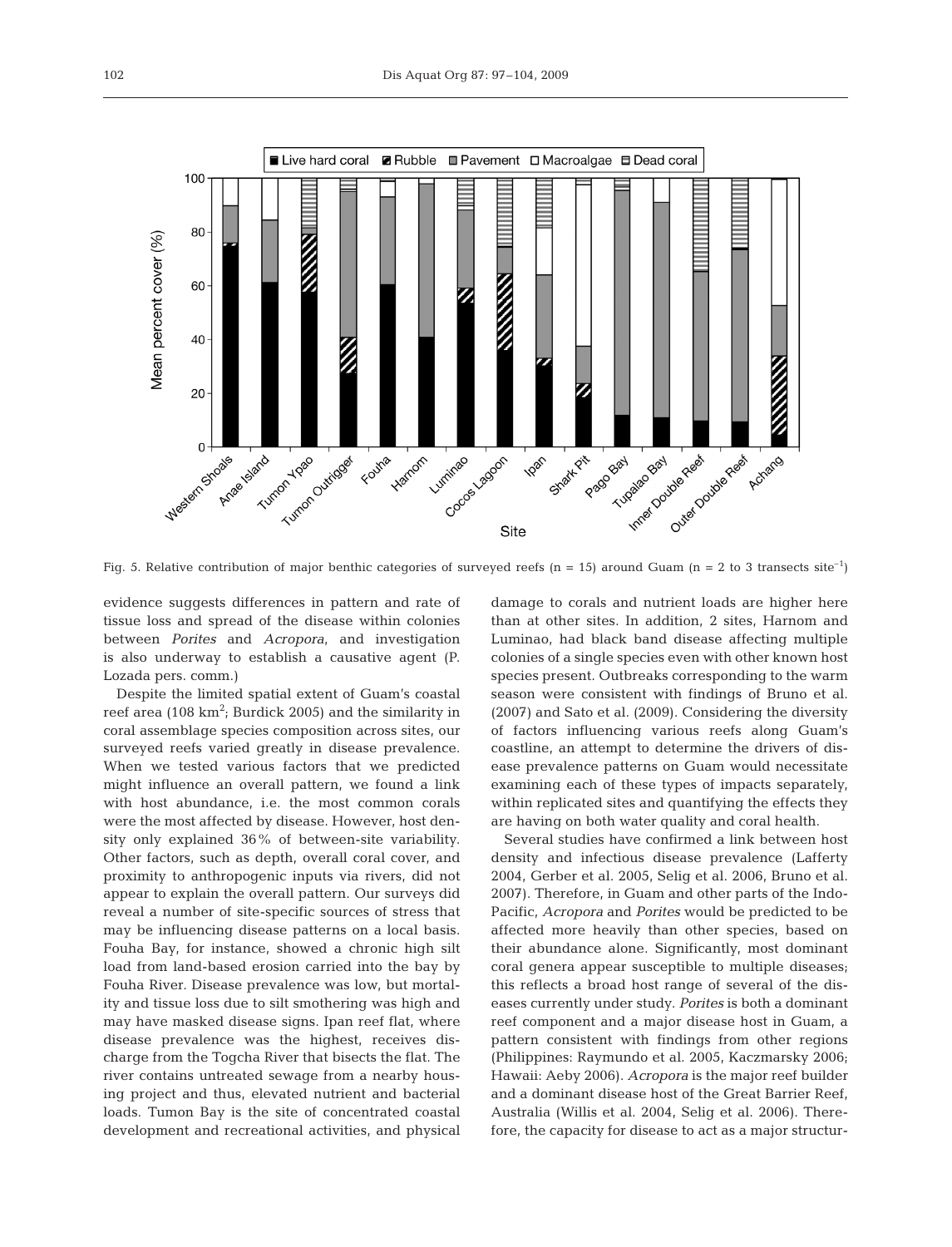Fig. 5. Relative contribution of major benthic categories of surveyed reefs (n = 15) around Guam (n = 2 to 3 transects site$^{-1}$)

evidence suggests differences in pattern and rate of tissue loss and spread of the disease within colonies between *Porites* and *Acropora*, and investigation is also underway to establish a causative agent (P. Lozada pers. comm.)

Despite the limited spatial extent of Guam's coastal reef area (108 km$^2$; Burdick 2005) and the similarity in coral assemblage species composition across sites, our surveyed reefs varied greatly in disease prevalence. When we tested various factors that we predicted might influence an overall pattern, we found a link with host abundance, i.e. the most common corals were the most affected by disease. However, host density only explained 36% of between-site variability. Other factors, such as depth, overall coral cover, and proximity to anthropogenic inputs via rivers, did not appear to explain the overall pattern. Our surveys did reveal a number of site-specific sources of stress that may be influencing disease patterns on a local basis. Fouha Bay, for instance, showed a chronic high silt load from land-based erosion carried into the bay by Fouha River. Disease prevalence was low, but mortality and tissue loss due to silt smothering was high and may have masked disease signs. Ipan reef flat, where disease prevalence was the highest, receives discharge from the Togcha River that bisects the flat. The river contains untreated sewage from a nearby housing project and thus, elevated nutrient and bacterial loads. Tumon Bay is the site of concentrated coastal development and recreational activities, and physical damage to corals and nutrient loads are higher here than at other sites. In addition, 2 sites, Harnom and Luminao, had black band disease affecting multiple colonies of a single species even with other known host species present. Outbreaks corresponding to the warm season were consistent with findings of Bruno et al. (2007) and Sato et al. (2009). Considering the diversity of factors influencing various reefs along Guam's coastline, an attempt to determine the drivers of disease prevalence patterns on Guam would necessitate examining each of these types of impacts separately, within replicated sites and quantifying the effects they are having on both water quality and coral health.

Several studies have confirmed a link between host density and infectious disease prevalence (Lafferty 2004, Gerber et al. 2005, Selig et al. 2006, Bruno et al. 2007). Therefore, in Guam and other parts of the Indo-Pacific, *Acropora* and *Porites* would be predicted to be affected more heavily than other species, based on their abundance alone. Significantly, most dominant coral genera appear susceptible to multiple diseases; this reflects a broad host range of several of the diseases currently under study. *Porites* is both a dominant reef component and a major disease host in Guam, a pattern consistent with findings from other regions (Philippines: Raymundo et al. 2005, Kaczmarsky 2006; Hawaii: Aeby 2006). *Acropora* is the major reef builder and a dominant disease host of the Great Barrier Reef, Australia (Willis et al. 2004, Selig et al. 2006). Therefore, the capacity for disease to act as a major structur-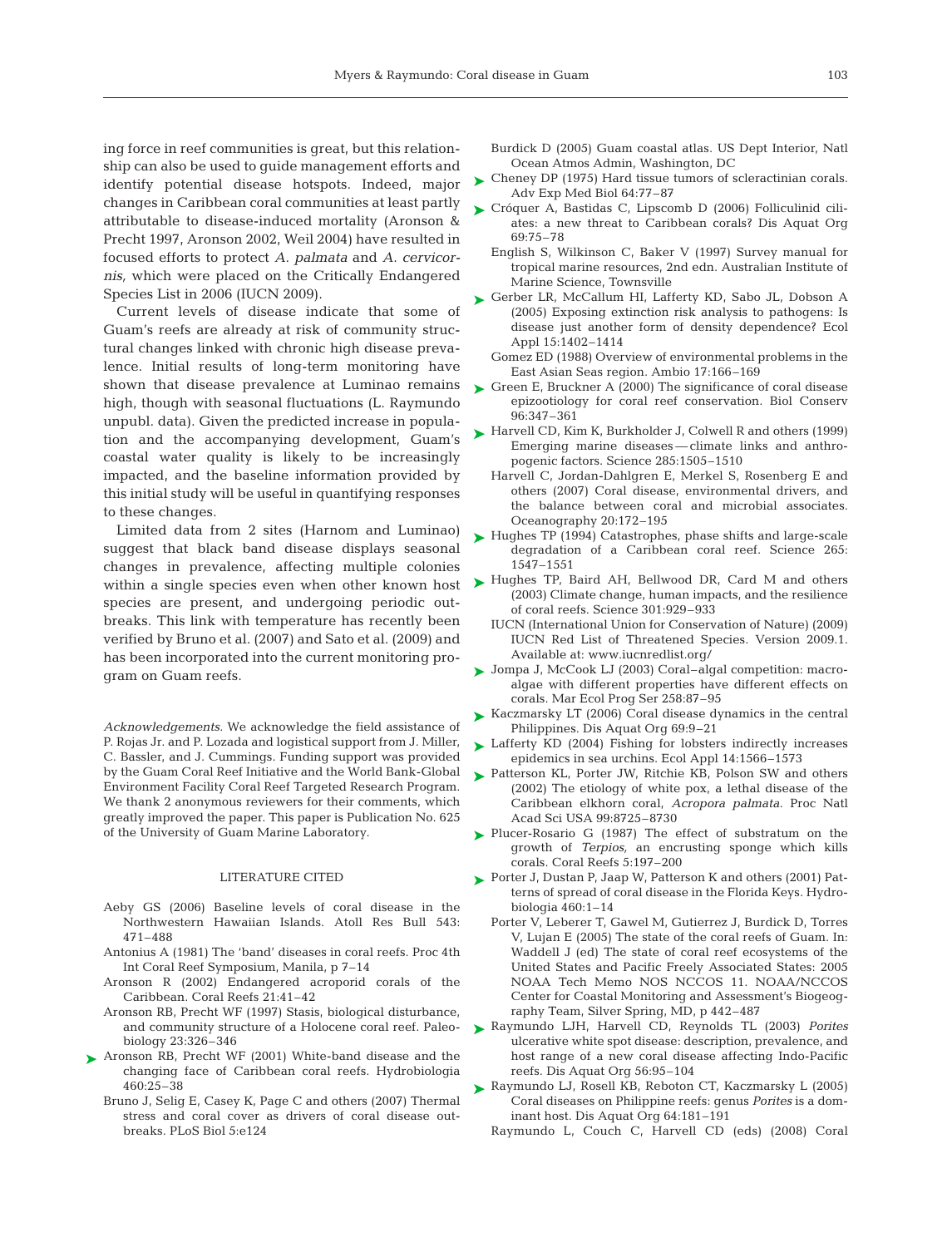ing force in reef communities is great, but this relationship can also be used to guide management efforts and identify potential disease hotspots. Indeed, major changes in Caribbean coral communities at least partly attributable to disease-induced mortality (Aronson & Precht 1997, Aronson 2002, Weil 2004) have resulted in focused efforts to protect *A. palmata* and *A. cervicornis,* which were placed on the Critically Endangered Species List in 2006 (IUCN 2009).

Current levels of disease indicate that some of Guam's reefs are already at risk of community structural changes linked with chronic high disease prevalence. Initial results of long-term monitoring have shown that disease prevalence at Luminao remains high, though with seasonal fluctuations (L. Raymundo unpubl. data). Given the predicted increase in population and the accompanying development, Guam's coastal water quality is likely to be increasingly impacted, and the baseline information provided by this initial study will be useful in quantifying responses to these changes.

Limited data from 2 sites (Harnom and Luminao) suggest that black band disease displays seasonal changes in prevalence, affecting multiple colonies within a single species even when other known host species are present, and undergoing periodic outbreaks. This link with temperature has recently been verified by Bruno et al. (2007) and Sato et al. (2009) and has been incorporated into the current monitoring program on Guam reefs.

*Acknowledgements.* We acknowledge the field assistance of P. Rojas Jr. and P. Lozada and logistical support from J. Miller, C. Bassler, and J. Cummings. Funding support was provided by the Guam Coral Reef Initiative and the World Bank-Global Environment Facility Coral Reef Targeted Research Program. We thank 2 anonymous reviewers for their comments, which greatly improved the paper. This paper is Publication No. 625 of the University of Guam Marine Laboratory.

## LITERATURE CITED

- Aeby GS (2006) Baseline levels of coral disease in the Northwestern Hawaiian Islands. Atoll Res Bull 543: 471–488
- Antonius A (1981) The 'band' diseases in coral reefs. Proc 4th Int Coral Reef Symposium, Manila, p 7–14
- Aronson R (2002) Endangered acroporid corals of the Caribbean. Coral Reefs 21:41–42
- Aronson RB, Precht WF (1997) Stasis, biological disturbance, and community structure of a Holocene coral reef. Paleobiology 23:326–346
- Aronson RB, Precht WF (2001) White-band disease and the changing face of Caribbean coral reefs. Hydrobiologia 460:25–38
- Bruno J, Selig E, Casey K, Page C and others (2007) Thermal stress and coral cover as drivers of coral disease outbreaks. PLoS Biol 5:e124
- Burdick D (2005) Guam coastal atlas. US Dept Interior, Natl Ocean Atmos Admin, Washington, DC
- Cheney DP (1975) Hard tissue tumors of scleractinian corals. Adv Exp Med Biol 64:77–87
- Cróquer A, Bastidas C, Lipscomb D (2006) Folliculinid ciliates: a new threat to Caribbean corals? Dis Aquat Org 69:75–78
- English S, Wilkinson C, Baker V (1997) Survey manual for tropical marine resources, 2nd edn. Australian Institute of Marine Science, Townsville
- Gerber LR, McCallum HI, Lafferty KD, Sabo JL, Dobson A (2005) Exposing extinction risk analysis to pathogens: Is disease just another form of density dependence? Ecol Appl 15:1402–1414
- Gomez ED (1988) Overview of environmental problems in the East Asian Seas region. Ambio 17:166–169
- Green E, Bruckner A (2000) The significance of coral disease epizootiology for coral reef conservation. Biol Conserv 96:347–361
- Harvell CD, Kim K, Burkholder J, Colwell R and others (1999) Emerging marine diseases — climate links and anthropogenic factors. Science 285:1505–1510
- Harvell C, Jordan-Dahlgren E, Merkel S, Rosenberg E and others (2007) Coral disease, environmental drivers, and the balance between coral and microbial associates. Oceanography 20:172–195
- Hughes TP (1994) Catastrophes, phase shifts and large-scale degradation of a Caribbean coral reef. Science 265: 1547–1551
- Hughes TP, Baird AH, Bellwood DR, Card M and others (2003) Climate change, human impacts, and the resilience of coral reefs. Science 301:929–933
- IUCN (International Union for Conservation of Nature) (2009) IUCN Red List of Threatened Species. Version 2009.1. Available at: www.iucnredlist.org/
- Jompa J, McCook LJ (2003) Coral–algal competition: macroalgae with different properties have different effects on corals. Mar Ecol Prog Ser 258:87–95
- Kaczmarsky LT (2006) Coral disease dynamics in the central Philippines. Dis Aquat Org 69:9–21
- Lafferty KD (2004) Fishing for lobsters indirectly increases epidemics in sea urchins. Ecol Appl 14:1566–1573
- Patterson KL, Porter JW, Ritchie KB, Polson SW and others (2002) The etiology of white pox, a lethal disease of the Caribbean elkhorn coral, *Acropora palmata.* Proc Natl Acad Sci USA 99:8725–8730
- Plucer-Rosario G (1987) The effect of substratum on the growth of *Terpios,* an encrusting sponge which kills corals. Coral Reefs 5:197–200
- Porter J, Dustan P, Jaap W, Patterson K and others (2001) Patterns of spread of coral disease in the Florida Keys. Hydrobiologia 460:1–14
- Porter V, Leberer T, Gawel M, Gutierrez J, Burdick D, Torres V, Lujan E (2005) The state of the coral reefs of Guam. In: Waddell J (ed) The state of coral reef ecosystems of the United States and Pacific Freely Associated States: 2005 NOAA Tech Memo NOS NCCOS 11. NOAA/NCCOS Center for Coastal Monitoring and Assessment's Biogeography Team, Silver Spring, MD, p 442–487
- Raymundo LJH, Harvell CD, Reynolds TL (2003) *Porites* ulcerative white spot disease: description, prevalence, and host range of a new coral disease affecting Indo-Pacific reefs. Dis Aquat Org 56:95–104
- Raymundo LJ, Rosell KB, Reboton CT, Kaczmarsky L (2005) Coral diseases on Philippine reefs: genus *Porites* is a dominant host. Dis Aquat Org 64:181–191
- Raymundo L, Couch C, Harvell CD (eds) (2008) Coral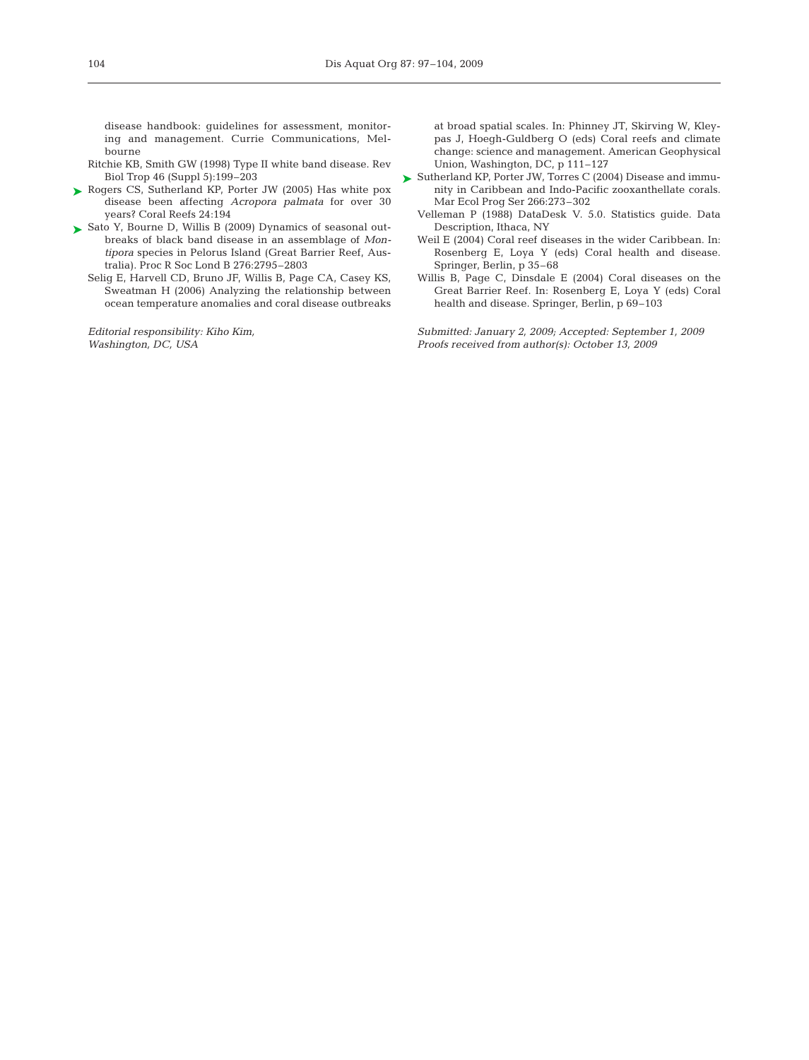disease handbook: guidelines for assessment, monitoring and management. Currie Communications, Melbourne

Ritchie KB, Smith GW (1998) Type II white band disease. Rev Biol Trop 46 (Suppl 5):199–203

Rogers CS, Sutherland KP, Porter JW (2005) Has white pox disease been affecting *Acropora palmata* for over 30 years? Coral Reefs 24:194

Sato Y, Bourne D, Willis B (2009) Dynamics of seasonal outbreaks of black band disease in an assemblage of *Montipora* species in Pelorus Island (Great Barrier Reef, Australia). Proc R Soc Lond B 276:2795–2803

Selig E, Harvell CD, Bruno JF, Willis B, Page CA, Casey KS, Sweatman H (2006) Analyzing the relationship between ocean temperature anomalies and coral disease outbreaks at broad spatial scales. In: Phinney JT, Skirving W, Kleypas J, Hoegh-Guldberg O (eds) Coral reefs and climate change: science and management. American Geophysical Union, Washington, DC, p 111–127

Sutherland KP, Porter JW, Torres C (2004) Disease and immunity in Caribbean and Indo-Pacific zooxanthellate corals. Mar Ecol Prog Ser 266:273–302

Velleman P (1988) DataDesk V. 5.0. Statistics guide. Data Description, Ithaca, NY

Weil E (2004) Coral reef diseases in the wider Caribbean. In: Rosenberg E, Loya Y (eds) Coral health and disease. Springer, Berlin, p 35–68

Willis B, Page C, Dinsdale E (2004) Coral diseases on the Great Barrier Reef. In: Rosenberg E, Loya Y (eds) Coral health and disease. Springer, Berlin, p 69–103

*Editorial responsibility: Kiho Kim, Washington, DC, USA*

*Submitted: January 2, 2009; Accepted: September 1, 2009*
*Proofs received from author(s): October 13, 2009*